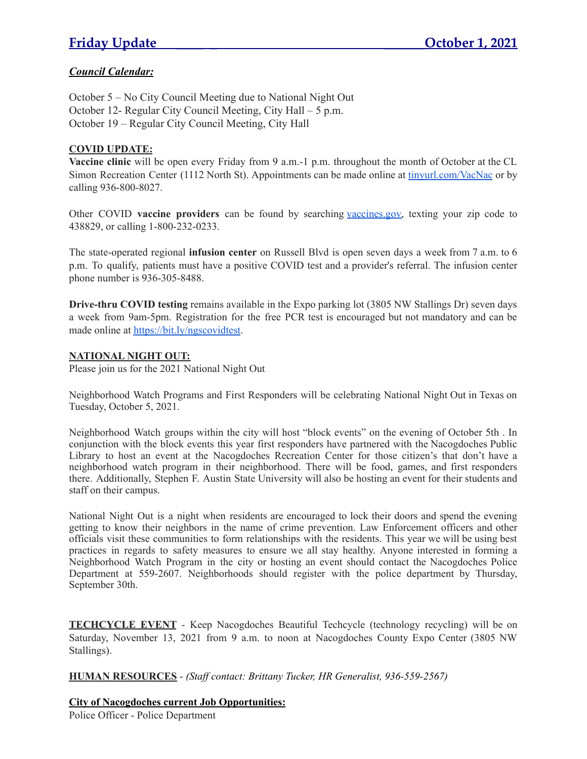# Friday Update October 1, 2021

***Council Calendar:***

October 5 – No City Council Meeting due to National Night Out
October 12- Regular City Council Meeting, City Hall – 5 p.m.
October 19 – Regular City Council Meeting, City Hall

**COVID UPDATE:**

**Vaccine clinic** will be open every Friday from 9 a.m.-1 p.m. throughout the month of October at the CL Simon Recreation Center (1112 North St). Appointments can be made online at tinyurl.com/VacNac or by calling 936-800-8027.

Other COVID **vaccine providers** can be found by searching vaccines.gov, texting your zip code to 438829, or calling 1-800-232-0233.

The state-operated regional **infusion center** on Russell Blvd is open seven days a week from 7 a.m. to 6 p.m. To qualify, patients must have a positive COVID test and a provider's referral. The infusion center phone number is 936-305-8488.

**Drive-thru COVID testing** remains available in the Expo parking lot (3805 NW Stallings Dr) seven days a week from 9am-5pm. Registration for the free PCR test is encouraged but not mandatory and can be made online at https://bit.ly/ngscovidtest.

**NATIONAL NIGHT OUT:**

Please join us for the 2021 National Night Out

Neighborhood Watch Programs and First Responders will be celebrating National Night Out in Texas on Tuesday, October 5, 2021.

Neighborhood Watch groups within the city will host "block events" on the evening of October 5th . In conjunction with the block events this year first responders have partnered with the Nacogdoches Public Library to host an event at the Nacogdoches Recreation Center for those citizen's that don't have a neighborhood watch program in their neighborhood. There will be food, games, and first responders there. Additionally, Stephen F. Austin State University will also be hosting an event for their students and staff on their campus.

National Night Out is a night when residents are encouraged to lock their doors and spend the evening getting to know their neighbors in the name of crime prevention. Law Enforcement officers and other officials visit these communities to form relationships with the residents. This year we will be using best practices in regards to safety measures to ensure we all stay healthy. Anyone interested in forming a Neighborhood Watch Program in the city or hosting an event should contact the Nacogdoches Police Department at 559-2607. Neighborhoods should register with the police department by Thursday, September 30th.

**TECHCYCLE EVENT** - Keep Nacogdoches Beautiful Techcycle (technology recycling) will be on Saturday, November 13, 2021 from 9 a.m. to noon at Nacogdoches County Expo Center (3805 NW Stallings).

**HUMAN RESOURCES** - *(Staff contact: Brittany Tucker, HR Generalist, 936-559-2567)*

**City of Nacogdoches current Job Opportunities:**

Police Officer - Police Department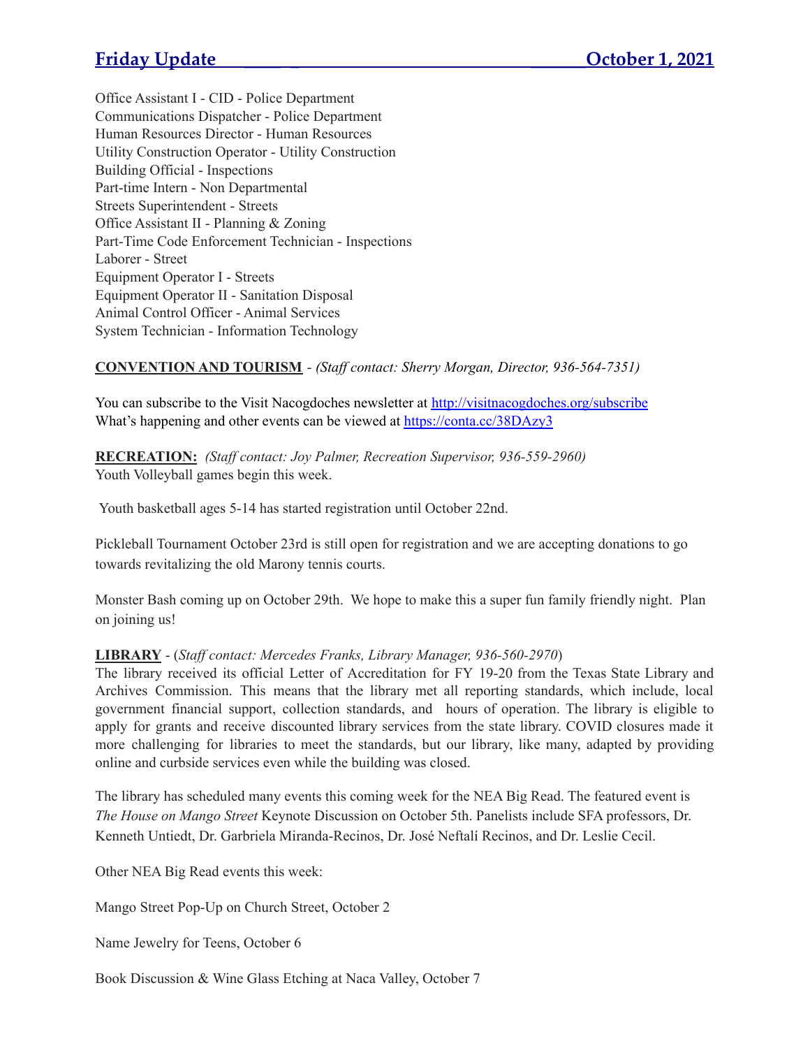Office Assistant I - CID - Police Department
Communications Dispatcher - Police Department
Human Resources Director - Human Resources
Utility Construction Operator - Utility Construction
Building Official - Inspections
Part-time Intern - Non Departmental
Streets Superintendent - Streets
Office Assistant II - Planning & Zoning
Part-Time Code Enforcement Technician - Inspections
Laborer - Street
Equipment Operator I - Streets
Equipment Operator II - Sanitation Disposal
Animal Control Officer - Animal Services
System Technician - Information Technology

**CONVENTION AND TOURISM** - *(Staff contact: Sherry Morgan, Director, 936-564-7351)*

You can subscribe to the Visit Nacogdoches newsletter at http://visitnacogdoches.org/subscribe
What's happening and other events can be viewed at https://conta.cc/38DAzy3

**RECREATION:** *(Staff contact: Joy Palmer, Recreation Supervisor, 936-559-2960)*
Youth Volleyball games begin this week.

Youth basketball ages 5-14 has started registration until October 22nd.

Pickleball Tournament October 23rd is still open for registration and we are accepting donations to go towards revitalizing the old Marony tennis courts.

Monster Bash coming up on October 29th. We hope to make this a super fun family friendly night. Plan on joining us!

**LIBRARY** - (*Staff contact: Mercedes Franks, Library Manager, 936-560-2970*)
The library received its official Letter of Accreditation for FY 19-20 from the Texas State Library and Archives Commission. This means that the library met all reporting standards, which include, local government financial support, collection standards, and hours of operation. The library is eligible to apply for grants and receive discounted library services from the state library. COVID closures made it more challenging for libraries to meet the standards, but our library, like many, adapted by providing online and curbside services even while the building was closed.

The library has scheduled many events this coming week for the NEA Big Read. The featured event is *The House on Mango Street* Keynote Discussion on October 5th. Panelists include SFA professors, Dr. Kenneth Untiedt, Dr. Garbriela Miranda-Recinos, Dr. José Neftalí Recinos, and Dr. Leslie Cecil.

Other NEA Big Read events this week:

Mango Street Pop-Up on Church Street, October 2

Name Jewelry for Teens, October 6

Book Discussion & Wine Glass Etching at Naca Valley, October 7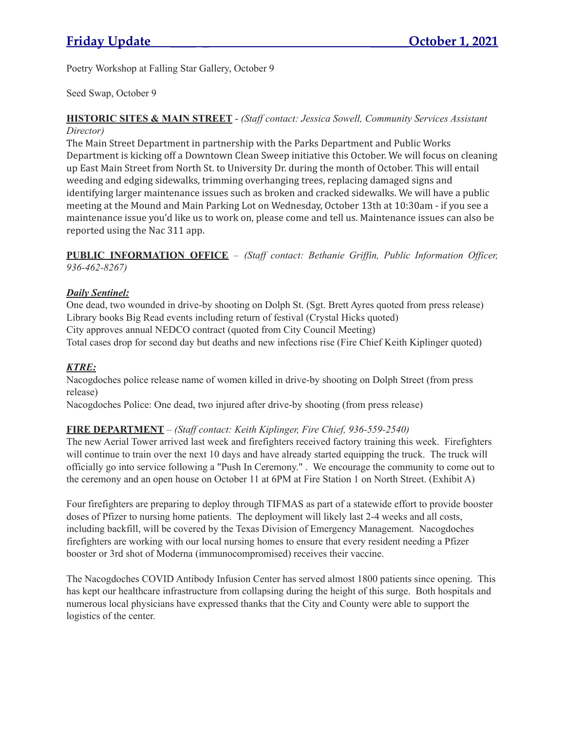## Friday Update October 1, 2021

Poetry Workshop at Falling Star Gallery, October 9

Seed Swap, October 9

**HISTORIC SITES & MAIN STREET** - *(Staff contact: Jessica Sowell, Community Services Assistant Director)*

The Main Street Department in partnership with the Parks Department and Public Works Department is kicking off a Downtown Clean Sweep initiative this October. We will focus on cleaning up East Main Street from North St. to University Dr. during the month of October. This will entail weeding and edging sidewalks, trimming overhanging trees, replacing damaged signs and identifying larger maintenance issues such as broken and cracked sidewalks. We will have a public meeting at the Mound and Main Parking Lot on Wednesday, October 13th at 10:30am - if you see a maintenance issue you'd like us to work on, please come and tell us. Maintenance issues can also be reported using the Nac 311 app.

**PUBLIC INFORMATION OFFICE** – *(Staff contact: Bethanie Griffin, Public Information Officer, 936-462-8267)*

***Daily Sentinel:***

One dead, two wounded in drive-by shooting on Dolph St. (Sgt. Brett Ayres quoted from press release)
Library books Big Read events including return of festival (Crystal Hicks quoted)
City approves annual NEDCO contract (quoted from City Council Meeting)
Total cases drop for second day but deaths and new infections rise (Fire Chief Keith Kiplinger quoted)

***KTRE:***

Nacogdoches police release name of women killed in drive-by shooting on Dolph Street (from press release)
Nacogdoches Police: One dead, two injured after drive-by shooting (from press release)

**FIRE DEPARTMENT** – *(Staff contact: Keith Kiplinger, Fire Chief, 936-559-2540)*

The new Aerial Tower arrived last week and firefighters received factory training this week. Firefighters will continue to train over the next 10 days and have already started equipping the truck. The truck will officially go into service following a "Push In Ceremony." . We encourage the community to come out to the ceremony and an open house on October 11 at 6PM at Fire Station 1 on North Street. (Exhibit A)

Four firefighters are preparing to deploy through TIFMAS as part of a statewide effort to provide booster doses of Pfizer to nursing home patients. The deployment will likely last 2-4 weeks and all costs, including backfill, will be covered by the Texas Division of Emergency Management. Nacogdoches firefighters are working with our local nursing homes to ensure that every resident needing a Pfizer booster or 3rd shot of Moderna (immunocompromised) receives their vaccine.

The Nacogdoches COVID Antibody Infusion Center has served almost 1800 patients since opening. This has kept our healthcare infrastructure from collapsing during the height of this surge. Both hospitals and numerous local physicians have expressed thanks that the City and County were able to support the logistics of the center.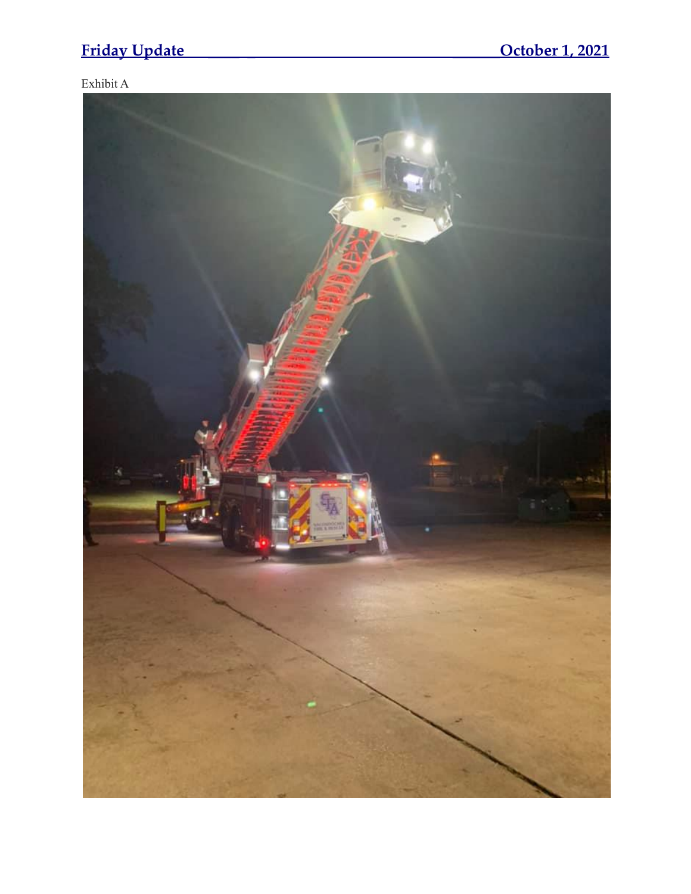Exhibit A